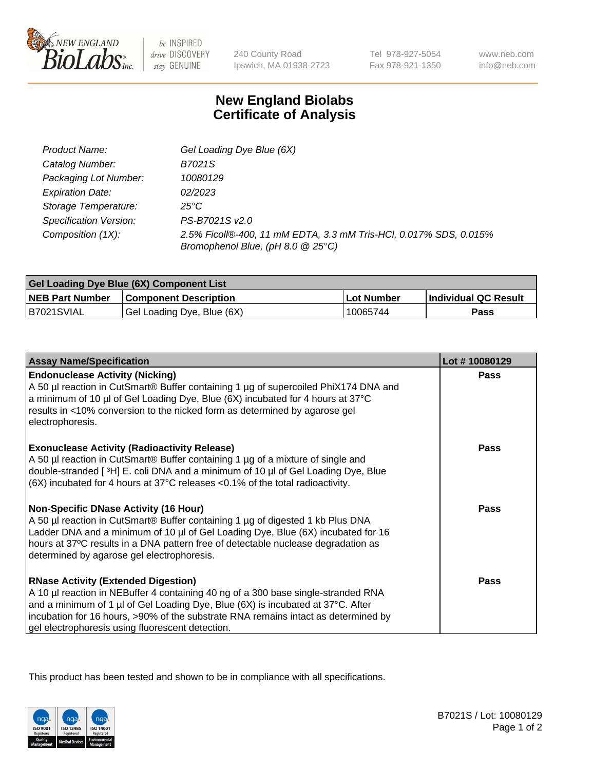# New England Biolabs Certificate of Analysis

| | |
|---|---|
| *Product Name:* | *Gel Loading Dye Blue (6X)* |
| *Catalog Number:* | *B7021S* |
| *Packaging Lot Number:* | *10080129* |
| *Expiration Date:* | *02/2023* |
| *Storage Temperature:* | *25°C* |
| *Specification Version:* | *PS-B7021S v2.0* |
| *Composition (1X):* | *2.5% Ficoll®-400, 11 mM EDTA, 3.3 mM Tris-HCl, 0.017% SDS, 0.015% Bromophenol Blue, (pH 8.0 @ 25°C)* |

| Gel Loading Dye Blue (6X) Component List | | | |
|---|---|---|---|
| **NEB Part Number** | **Component Description** | **Lot Number** | **Individual QC Result** |
| B7021SVIAL | Gel Loading Dye, Blue (6X) | 10065744 | **Pass** |

| Assay Name/Specification | Lot # 10080129 |
|---|---|
| **Endonuclease Activity (Nicking)**<br>A 50 µl reaction in CutSmart® Buffer containing 1 µg of supercoiled PhiX174 DNA and a minimum of 10 µl of Gel Loading Dye, Blue (6X) incubated for 4 hours at 37°C results in <10% conversion to the nicked form as determined by agarose gel electrophoresis. | **Pass** |
| **Exonuclease Activity (Radioactivity Release)**<br>A 50 µl reaction in CutSmart® Buffer containing 1 µg of a mixture of single and double-stranded [ $^3$H] E. coli DNA and a minimum of 10 µl of Gel Loading Dye, Blue (6X) incubated for 4 hours at 37°C releases <0.1% of the total radioactivity. | **Pass** |
| **Non-Specific DNase Activity (16 Hour)**<br>A 50 µl reaction in CutSmart® Buffer containing 1 µg of digested 1 kb Plus DNA Ladder DNA and a minimum of 10 µl of Gel Loading Dye, Blue (6X) incubated for 16 hours at 37ºC results in a DNA pattern free of detectable nuclease degradation as determined by agarose gel electrophoresis. | **Pass** |
| **RNase Activity (Extended Digestion)**<br>A 10 µl reaction in NEBuffer 4 containing 40 ng of a 300 base single-stranded RNA and a minimum of 1 µl of Gel Loading Dye, Blue (6X) is incubated at 37°C. After incubation for 16 hours, >90% of the substrate RNA remains intact as determined by gel electrophoresis using fluorescent detection. | **Pass** |

This product has been tested and shown to be in compliance with all specifications.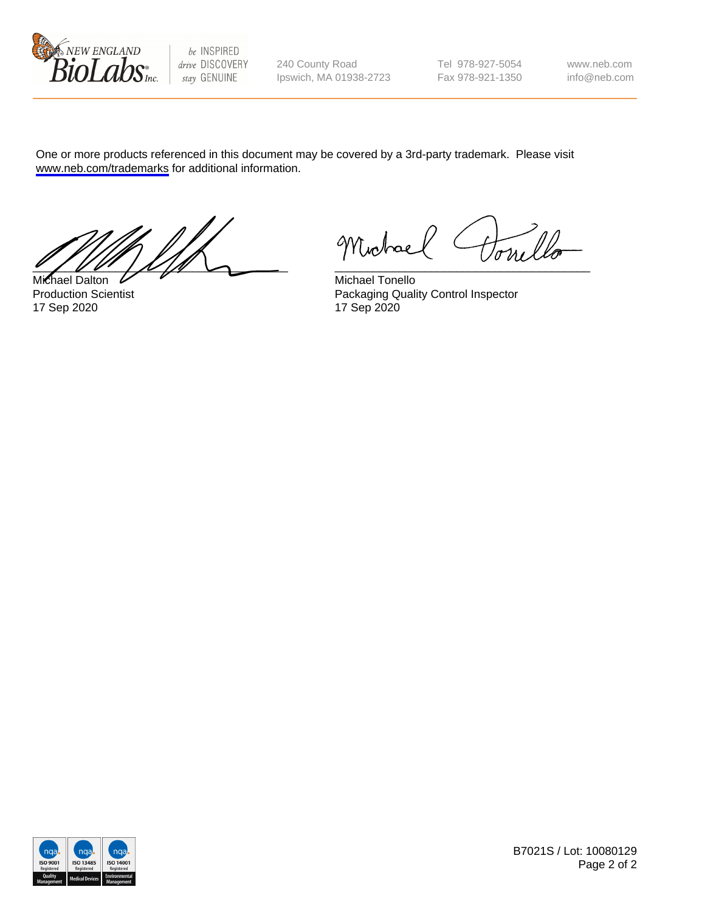One or more products referenced in this document may be covered by a 3rd-party trademark. Please visit www.neb.com/trademarks for additional information.

Michael Dalton
Production Scientist
17 Sep 2020

Michael Tonello
Packaging Quality Control Inspector
17 Sep 2020

B7021S / Lot: 10080129